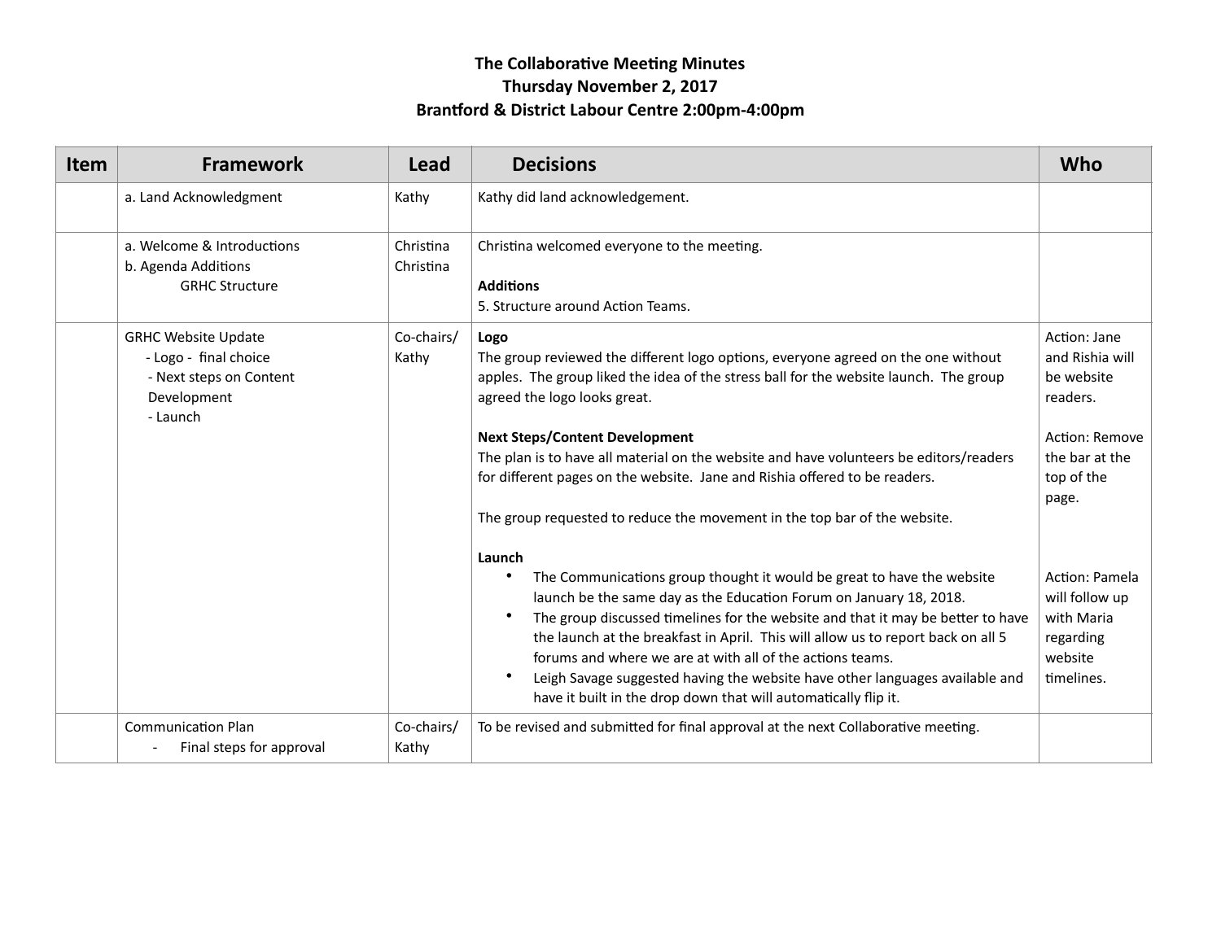# The Collaborative Meeting Minutes
## Thursday November 2, 2017
## Brantford & District Labour Centre 2:00pm-4:00pm

| Item | Framework | Lead | Decisions | Who |
|---|---|---|---|---|
| | a. Land Acknowledgment | Kathy | Kathy did land acknowledgement. | |
| | a. Welcome & Introductions<br>b. Agenda Additions<br>GRHC Structure | Christina<br>Christina | Christina welcomed everyone to the meeting.<br><br>**Additions**<br>5. Structure around Action Teams. | |
| | GRHC Website Update<br>- Logo - final choice<br>- Next steps on Content Development<br>- Launch | Co-chairs/ Kathy | **Logo**<br>The group reviewed the different logo options, everyone agreed on the one without apples. The group liked the idea of the stress ball for the website launch. The group agreed the logo looks great.<br><br>**Next Steps/Content Development**<br>The plan is to have all material on the website and have volunteers be editors/readers for different pages on the website. Jane and Rishia offered to be readers.<br><br>The group requested to reduce the movement in the top bar of the website.<br><br>**Launch**<br>• The Communications group thought it would be great to have the website launch be the same day as the Education Forum on January 18, 2018.<br>• The group discussed timelines for the website and that it may be better to have the launch at the breakfast in April. This will allow us to report back on all 5 forums and where we are at with all of the actions teams.<br>• Leigh Savage suggested having the website have other languages available and have it built in the drop down that will automatically flip it. | Action: Jane and Rishia will be website readers.<br><br>Action: Remove the bar at the top of the page.<br><br>Action: Pamela will follow up with Maria regarding website timelines. |
| | Communication Plan<br>- Final steps for approval | Co-chairs/ Kathy | To be revised and submitted for final approval at the next Collaborative meeting. | |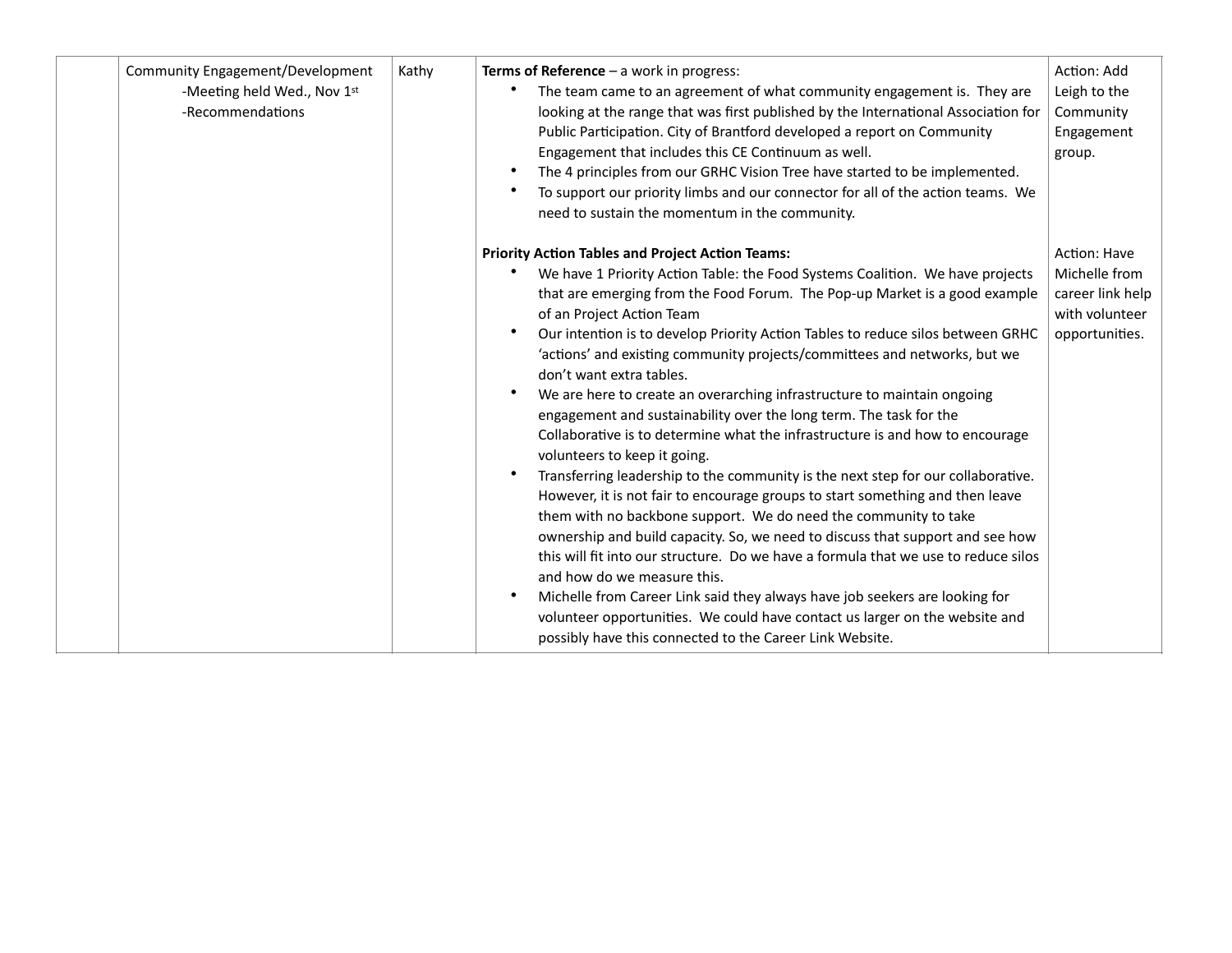| | Community Engagement/Development<br>-Meeting held Wed., Nov 1st<br>-Recommendations | Kathy | **Terms of Reference** – a work in progress:<br>• The team came to an agreement of what community engagement is. They are looking at the range that was first published by the International Association for Public Participation. City of Brantford developed a report on Community Engagement that includes this CE Continuum as well.<br>• The 4 principles from our GRHC Vision Tree have started to be implemented.<br>• To support our priority limbs and our connector for all of the action teams. We need to sustain the momentum in the community.<br><br>**Priority Action Tables and Project Action Teams:**<br>• We have 1 Priority Action Table: the Food Systems Coalition. We have projects that are emerging from the Food Forum. The Pop-up Market is a good example of an Project Action Team<br>• Our intention is to develop Priority Action Tables to reduce silos between GRHC 'actions' and existing community projects/committees and networks, but we don't want extra tables.<br>• We are here to create an overarching infrastructure to maintain ongoing engagement and sustainability over the long term. The task for the Collaborative is to determine what the infrastructure is and how to encourage volunteers to keep it going.<br>• Transferring leadership to the community is the next step for our collaborative. However, it is not fair to encourage groups to start something and then leave them with no backbone support. We do need the community to take ownership and build capacity. So, we need to discuss that support and see how this will fit into our structure. Do we have a formula that we use to reduce silos and how do we measure this.<br>• Michelle from Career Link said they always have job seekers are looking for volunteer opportunities. We could have contact us larger on the website and possibly have this connected to the Career Link Website. | Action: Add Leigh to the Community Engagement group.<br><br>Action: Have Michelle from career link help with volunteer opportunities. |
|---|---|---|---|---|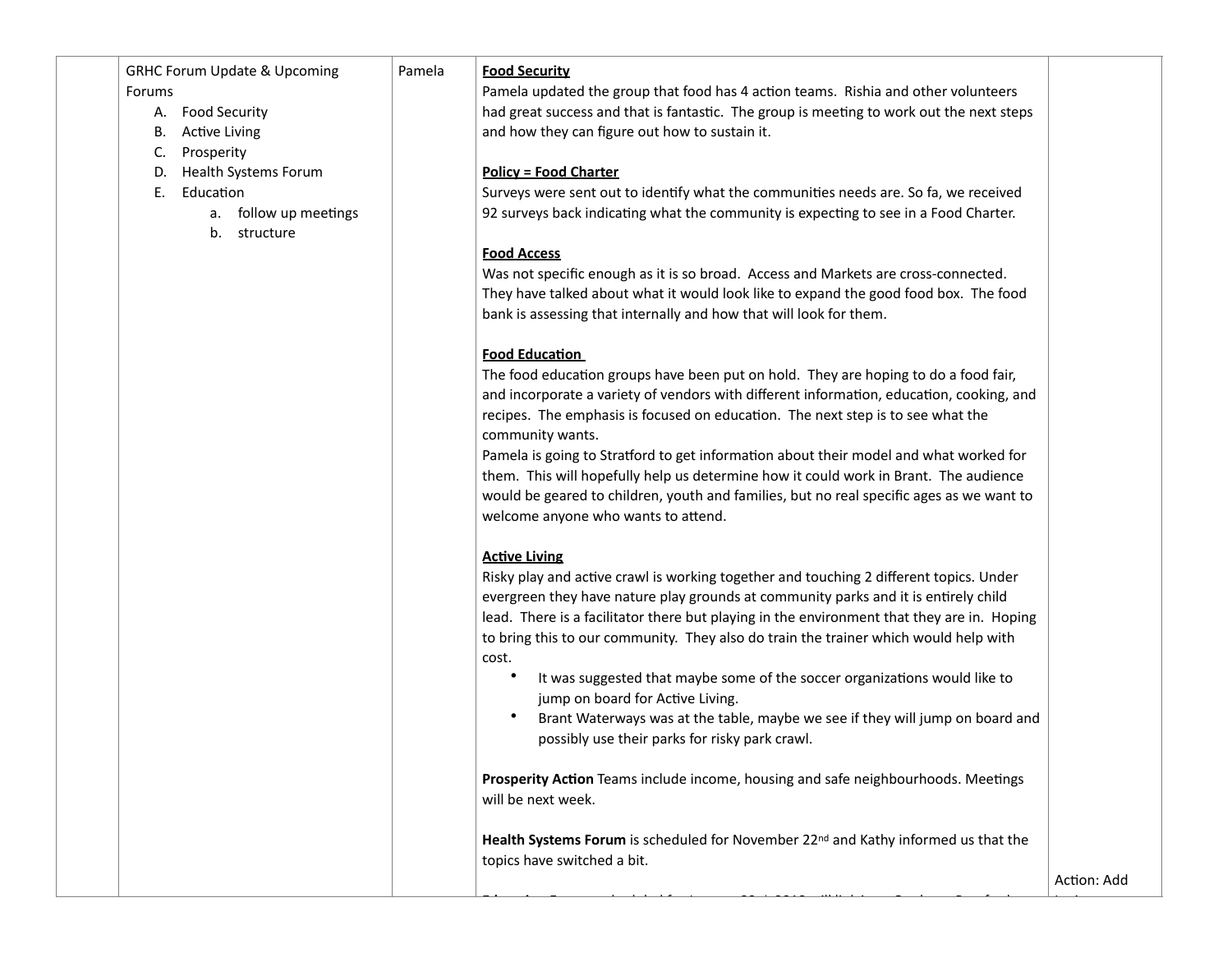| | | | | |
|---|---|---|---|---|
| | GRHC Forum Update & Upcoming Forums<br>A. Food Security<br>B. Active Living<br>C. Prosperity<br>D. Health Systems Forum<br>E. Education<br>a. follow up meetings<br>b. structure | Pamela | **<u>Food Security</u>**<br>Pamela updated the group that food has 4 action teams. Rishia and other volunteers had great success and that is fantastic. The group is meeting to work out the next steps and how they can figure out how to sustain it.<br><br>**<u>Policy = Food Charter</u>**<br>Surveys were sent out to identify what the communities needs are. So fa, we received 92 surveys back indicating what the community is expecting to see in a Food Charter.<br><br>**<u>Food Access</u>**<br>Was not specific enough as it is so broad. Access and Markets are cross-connected. They have talked about what it would look like to expand the good food box. The food bank is assessing that internally and how that will look for them.<br><br>**<u>Food Education</u>**<br>The food education groups have been put on hold. They are hoping to do a food fair, and incorporate a variety of vendors with different information, education, cooking, and recipes. The emphasis is focused on education. The next step is to see what the community wants.<br>Pamela is going to Stratford to get information about their model and what worked for them. This will hopefully help us determine how it could work in Brant. The audience would be geared to children, youth and families, but no real specific ages as we want to welcome anyone who wants to attend.<br><br>**<u>Active Living</u>**<br>Risky play and active crawl is working together and touching 2 different topics. Under evergreen they have nature play grounds at community parks and it is entirely child lead. There is a facilitator there but playing in the environment that they are in. Hoping to bring this to our community. They also do train the trainer which would help with cost.<br>• It was suggested that maybe some of the soccer organizations would like to jump on board for Active Living.<br>• Brant Waterways was at the table, maybe we see if they will jump on board and possibly use their parks for risky park crawl.<br><br>**Prosperity Action** Teams include income, housing and safe neighbourhoods. Meetings will be next week.<br><br>**Health Systems Forum** is scheduled for November 22nd and Kathy informed us that the topics have switched a bit. | Action: Add |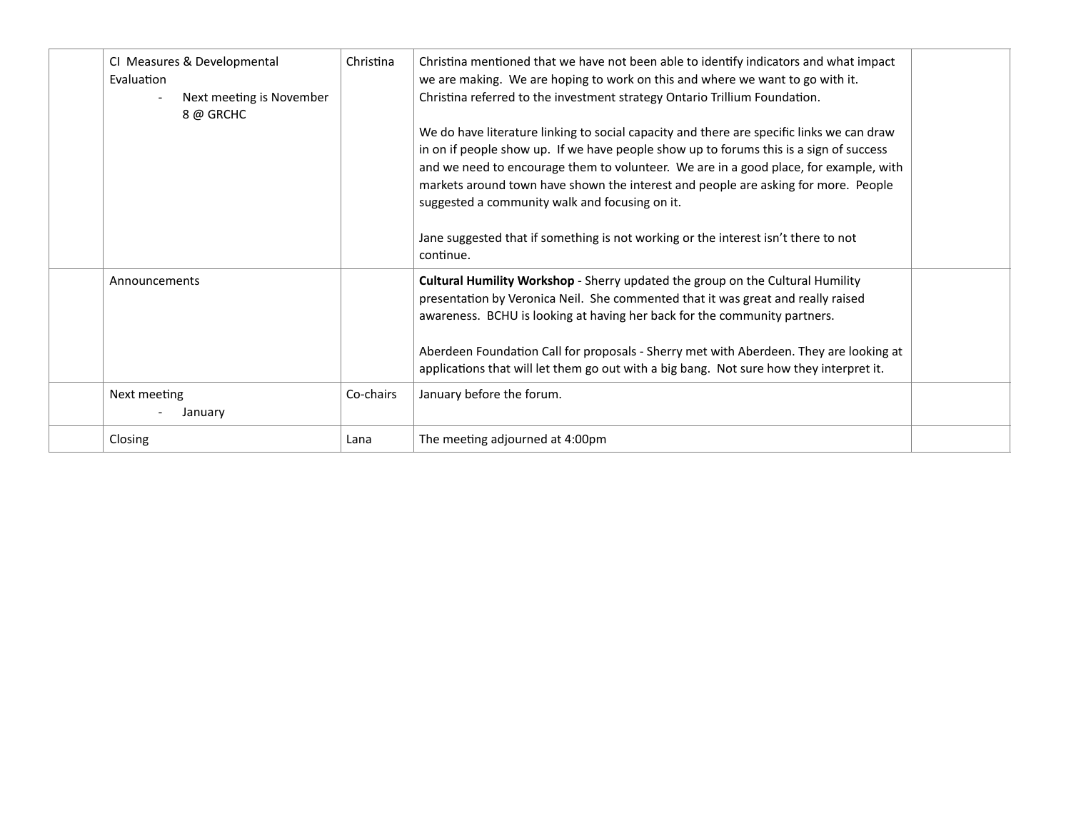| | | | | |
|---|---|---|---|---|
| | CI Measures & Developmental Evaluation<br>- Next meeting is November 8 @ GRCHC | Christina | Christina mentioned that we have not been able to identify indicators and what impact we are making. We are hoping to work on this and where we want to go with it. Christina referred to the investment strategy Ontario Trillium Foundation.<br><br>We do have literature linking to social capacity and there are specific links we can draw in on if people show up. If we have people show up to forums this is a sign of success and we need to encourage them to volunteer. We are in a good place, for example, with markets around town have shown the interest and people are asking for more. People suggested a community walk and focusing on it.<br><br>Jane suggested that if something is not working or the interest isn't there to not continue. | |
| | Announcements | | **Cultural Humility Workshop** - Sherry updated the group on the Cultural Humility presentation by Veronica Neil. She commented that it was great and really raised awareness. BCHU is looking at having her back for the community partners.<br><br>Aberdeen Foundation Call for proposals - Sherry met with Aberdeen. They are looking at applications that will let them go out with a big bang. Not sure how they interpret it. | |
| | Next meeting<br>- January | Co-chairs | January before the forum. | |
| | Closing | Lana | The meeting adjourned at 4:00pm | |